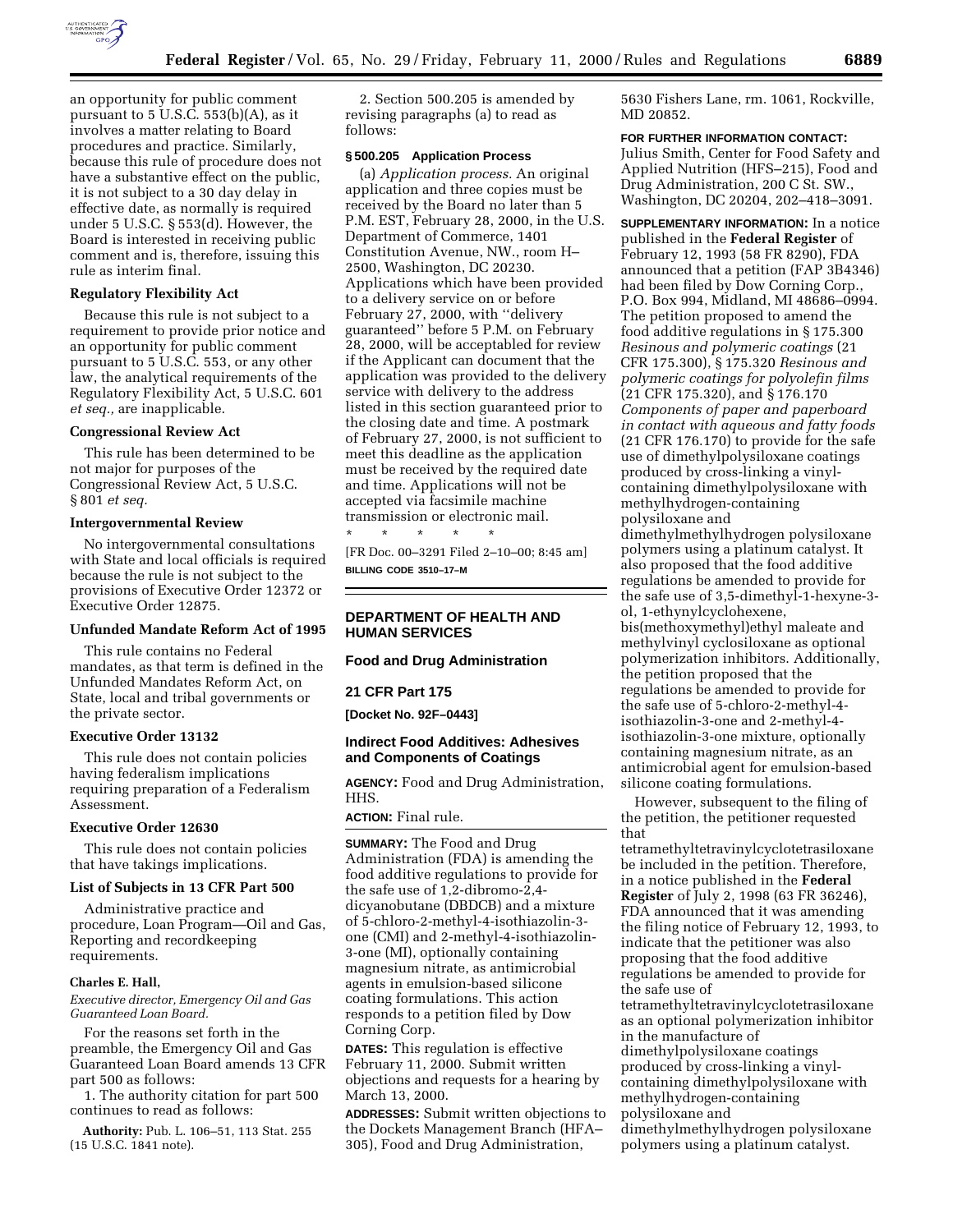an opportunity for public comment pursuant to 5 U.S.C. 553(b)(A), as it involves a matter relating to Board procedures and practice. Similarly, because this rule of procedure does not have a substantive effect on the public, it is not subject to a 30 day delay in effective date, as normally is required under 5 U.S.C. § 553(d). However, the Board is interested in receiving public comment and is, therefore, issuing this rule as interim final.

### Regulatory Flexibility Act

Because this rule is not subject to a requirement to provide prior notice and an opportunity for public comment pursuant to 5 U.S.C. 553, or any other law, the analytical requirements of the Regulatory Flexibility Act, 5 U.S.C. 601 *et seq.,* are inapplicable.

### Congressional Review Act

This rule has been determined to be not major for purposes of the Congressional Review Act, 5 U.S.C. § 801 *et seq.*

### Intergovernmental Review

No intergovernmental consultations with State and local officials is required because the rule is not subject to the provisions of Executive Order 12372 or Executive Order 12875.

### Unfunded Mandate Reform Act of 1995

This rule contains no Federal mandates, as that term is defined in the Unfunded Mandates Reform Act, on State, local and tribal governments or the private sector.

### Executive Order 13132

This rule does not contain policies having federalism implications requiring preparation of a Federalism Assessment.

### Executive Order 12630

This rule does not contain policies that have takings implications.

### List of Subjects in 13 CFR Part 500

Administrative practice and procedure, Loan Program—Oil and Gas, Reporting and recordkeeping requirements.

**Charles E. Hall,**

*Executive director, Emergency Oil and Gas Guaranteed Loan Board.*

For the reasons set forth in the preamble, the Emergency Oil and Gas Guaranteed Loan Board amends 13 CFR part 500 as follows:

1. The authority citation for part 500 continues to read as follows:

**Authority:** Pub. L. 106–51, 113 Stat. 255 (15 U.S.C. 1841 note).

2. Section 500.205 is amended by revising paragraphs (a) to read as follows:

#### § 500.205 Application Process

(a) *Application process.* An original application and three copies must be received by the Board no later than 5 P.M. EST, February 28, 2000, in the U.S. Department of Commerce, 1401 Constitution Avenue, NW., room H–2500, Washington, DC 20230. Applications which have been provided to a delivery service on or before February 27, 2000, with ''delivery guaranteed'' before 5 P.M. on February 28, 2000, will be acceptabled for review if the Applicant can document that the application was provided to the delivery service with delivery to the address listed in this section guaranteed prior to the closing date and time. A postmark of February 27, 2000, is not sufficient to meet this deadline as the application must be received by the required date and time. Applications will not be accepted via facsimile machine transmission or electronic mail.

\* \* \* \* \*

[FR Doc. 00–3291 Filed 2–10–00; 8:45 am]

**BILLING CODE 3510–17–M**

## DEPARTMENT OF HEALTH AND HUMAN SERVICES

### Food and Drug Administration

### 21 CFR Part 175

**[Docket No. 92F–0443]**

### Indirect Food Additives: Adhesives and Components of Coatings

**AGENCY:** Food and Drug Administration, HHS.

**ACTION:** Final rule.

**SUMMARY:** The Food and Drug Administration (FDA) is amending the food additive regulations to provide for the safe use of 1,2-dibromo-2,4-dicyanobutane (DBDCB) and a mixture of 5-chloro-2-methyl-4-isothiazolin-3-one (CMI) and 2-methyl-4-isothiazolin-3-one (MI), optionally containing magnesium nitrate, as antimicrobial agents in emulsion-based silicone coating formulations. This action responds to a petition filed by Dow Corning Corp.

**DATES:** This regulation is effective February 11, 2000. Submit written objections and requests for a hearing by March 13, 2000.

**ADDRESSES:** Submit written objections to the Dockets Management Branch (HFA–305), Food and Drug Administration, 5630 Fishers Lane, rm. 1061, Rockville, MD 20852.

**FOR FURTHER INFORMATION CONTACT:** Julius Smith, Center for Food Safety and Applied Nutrition (HFS–215), Food and Drug Administration, 200 C St. SW., Washington, DC 20204, 202–418–3091.

**SUPPLEMENTARY INFORMATION:** In a notice published in the **Federal Register** of February 12, 1993 (58 FR 8290), FDA announced that a petition (FAP 3B4346) had been filed by Dow Corning Corp., P.O. Box 994, Midland, MI 48686–0994. The petition proposed to amend the food additive regulations in § 175.300 *Resinous and polymeric coatings* (21 CFR 175.300), § 175.320 *Resinous and polymeric coatings for polyolefin films* (21 CFR 175.320), and § 176.170 *Components of paper and paperboard in contact with aqueous and fatty foods* (21 CFR 176.170) to provide for the safe use of dimethylpolysiloxane coatings produced by cross-linking a vinyl-containing dimethylpolysiloxane with methylhydrogen-containing polysiloxane and dimethylmethylhydrogen polysiloxane polymers using a platinum catalyst. It also proposed that the food additive regulations be amended to provide for the safe use of 3,5-dimethyl-1-hexyne-3-ol, 1-ethynylcyclohexene, bis(methoxymethyl)ethyl maleate and methylvinyl cyclosiloxane as optional polymerization inhibitors. Additionally, the petition proposed that the regulations be amended to provide for the safe use of 5-chloro-2-methyl-4-isothiazolin-3-one and 2-methyl-4-isothiazolin-3-one mixture, optionally containing magnesium nitrate, as an antimicrobial agent for emulsion-based silicone coating formulations.

However, subsequent to the filing of the petition, the petitioner requested that tetramethyltetravinylcyclotetrasiloxane be included in the petition. Therefore, in a notice published in the **Federal Register** of July 2, 1998 (63 FR 36246), FDA announced that it was amending the filing notice of February 12, 1993, to indicate that the petitioner was also proposing that the food additive regulations be amended to provide for the safe use of tetramethyltetravinylcyclotetrasiloxane as an optional polymerization inhibitor in the manufacture of dimethylpolysiloxane coatings produced by cross-linking a vinyl-containing dimethylpolysiloxane with methylhydrogen-containing polysiloxane and dimethylmethylhydrogen polysiloxane polymers using a platinum catalyst.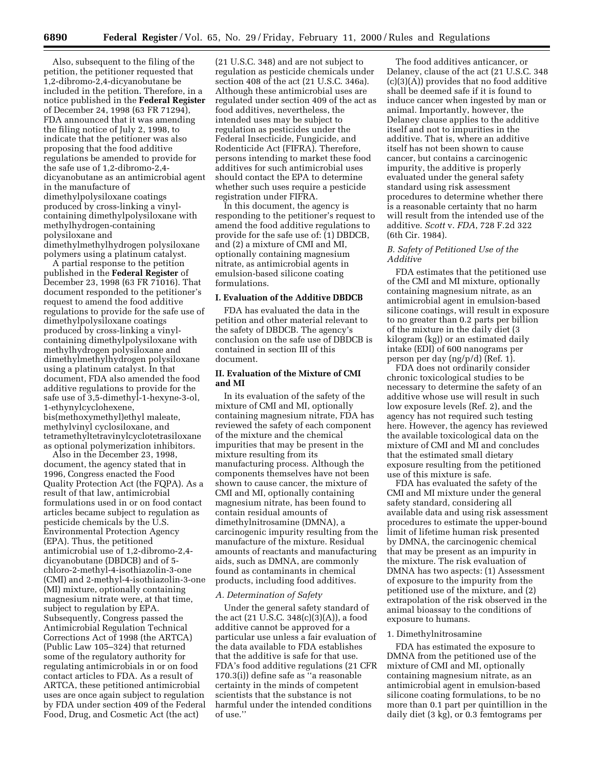Also, subsequent to the filing of the petition, the petitioner requested that 1,2-dibromo-2,4-dicyanobutane be included in the petition. Therefore, in a notice published in the **Federal Register** of December 24, 1998 (63 FR 71294), FDA announced that it was amending the filing notice of July 2, 1998, to indicate that the petitioner was also proposing that the food additive regulations be amended to provide for the safe use of 1,2-dibromo-2,4-dicyanobutane as an antimicrobial agent in the manufacture of dimethylpolysiloxane coatings produced by cross-linking a vinyl-containing dimethylpolysiloxane with methylhydrogen-containing polysiloxane and dimethylmethylhydrogen polysiloxane polymers using a platinum catalyst.

A partial response to the petition published in the **Federal Register** of December 23, 1998 (63 FR 71016). That document responded to the petitioner's request to amend the food additive regulations to provide for the safe use of dimethylpolysiloxane coatings produced by cross-linking a vinyl-containing dimethylpolysiloxane with methylhydrogen polysiloxane and dimethylmethylhydrogen polysiloxane using a platinum catalyst. In that document, FDA also amended the food additive regulations to provide for the safe use of 3,5-dimethyl-1-hexyne-3-ol, 1-ethynylcyclohexene, bis(methoxymethyl)ethyl maleate, methylvinyl cyclosiloxane, and tetramethyltetravinylcyclotetrasiloxane as optional polymerization inhibitors.

Also in the December 23, 1998, document, the agency stated that in 1996, Congress enacted the Food Quality Protection Act (the FQPA). As a result of that law, antimicrobial formulations used in or on food contact articles became subject to regulation as pesticide chemicals by the U.S. Environmental Protection Agency (EPA). Thus, the petitioned antimicrobial use of 1,2-dibromo-2,4-dicyanobutane (DBDCB) and of 5-chloro-2-methyl-4-isothiazolin-3-one (CMI) and 2-methyl-4-isothiazolin-3-one (MI) mixture, optionally containing magnesium nitrate were, at that time, subject to regulation by EPA. Subsequently, Congress passed the Antimicrobial Regulation Technical Corrections Act of 1998 (the ARTCA) (Public Law 105–324) that returned some of the regulatory authority for regulating antimicrobials in or on food contact articles to FDA. As a result of ARTCA, these petitioned antimicrobial uses are once again subject to regulation by FDA under section 409 of the Federal Food, Drug, and Cosmetic Act (the act) (21 U.S.C. 348) and are not subject to regulation as pesticide chemicals under section 408 of the act (21 U.S.C. 346a). Although these antimicrobial uses are regulated under section 409 of the act as food additives, nevertheless, the intended uses may be subject to regulation as pesticides under the Federal Insecticide, Fungicide, and Rodenticide Act (FIFRA). Therefore, persons intending to market these food additives for such antimicrobial uses should contact the EPA to determine whether such uses require a pesticide registration under FIFRA.

In this document, the agency is responding to the petitioner's request to amend the food additive regulations to provide for the safe use of: (1) DBDCB, and (2) a mixture of CMI and MI, optionally containing magnesium nitrate, as antimicrobial agents in emulsion-based silicone coating formulations.

## I. Evaluation of the Additive DBDCB

FDA has evaluated the data in the petition and other material relevant to the safety of DBDCB. The agency's conclusion on the safe use of DBDCB is contained in section III of this document.

## II. Evaluation of the Mixture of CMI and MI

In its evaluation of the safety of the mixture of CMI and MI, optionally containing magnesium nitrate, FDA has reviewed the safety of each component of the mixture and the chemical impurities that may be present in the mixture resulting from its manufacturing process. Although the components themselves have not been shown to cause cancer, the mixture of CMI and MI, optionally containing magnesium nitrate, has been found to contain residual amounts of dimethylnitrosamine (DMNA), a carcinogenic impurity resulting from the manufacture of the mixture. Residual amounts of reactants and manufacturing aids, such as DMNA, are commonly found as contaminants in chemical products, including food additives.

### *A. Determination of Safety*

Under the general safety standard of the act (21 U.S.C. 348(c)(3)(A)), a food additive cannot be approved for a particular use unless a fair evaluation of the data available to FDA establishes that the additive is safe for that use. FDA's food additive regulations (21 CFR 170.3(i)) define safe as "a reasonable certainty in the minds of competent scientists that the substance is not harmful under the intended conditions of use."

The food additives anticancer, or Delaney, clause of the act (21 U.S.C. 348 (c)(3)(A)) provides that no food additive shall be deemed safe if it is found to induce cancer when ingested by man or animal. Importantly, however, the Delaney clause applies to the additive itself and not to impurities in the additive. That is, where an additive itself has not been shown to cause cancer, but contains a carcinogenic impurity, the additive is properly evaluated under the general safety standard using risk assessment procedures to determine whether there is a reasonable certainty that no harm will result from the intended use of the additive. *Scott* v. *FDA*, 728 F.2d 322 (6th Cir. 1984).

### *B. Safety of Petitioned Use of the Additive*

FDA estimates that the petitioned use of the CMI and MI mixture, optionally containing magnesium nitrate, as an antimicrobial agent in emulsion-based silicone coatings, will result in exposure to no greater than 0.2 parts per billion of the mixture in the daily diet (3 kilogram (kg)) or an estimated daily intake (EDI) of 600 nanograms per person per day (ng/p/d) (Ref. 1).

FDA does not ordinarily consider chronic toxicological studies to be necessary to determine the safety of an additive whose use will result in such low exposure levels (Ref. 2), and the agency has not required such testing here. However, the agency has reviewed the available toxicological data on the mixture of CMI and MI and concludes that the estimated small dietary exposure resulting from the petitioned use of this mixture is safe.

FDA has evaluated the safety of the CMI and MI mixture under the general safety standard, considering all available data and using risk assessment procedures to estimate the upper-bound limit of lifetime human risk presented by DMNA, the carcinogenic chemical that may be present as an impurity in the mixture. The risk evaluation of DMNA has two aspects: (1) Assessment of exposure to the impurity from the petitioned use of the mixture, and (2) extrapolation of the risk observed in the animal bioassay to the conditions of exposure to humans.

#### 1. Dimethylnitrosamine

FDA has estimated the exposure to DMNA from the petitioned use of the mixture of CMI and MI, optionally containing magnesium nitrate, as an antimicrobial agent in emulsion-based silicone coating formulations, to be no more than 0.1 part per quintillion in the daily diet (3 kg), or 0.3 femtograms per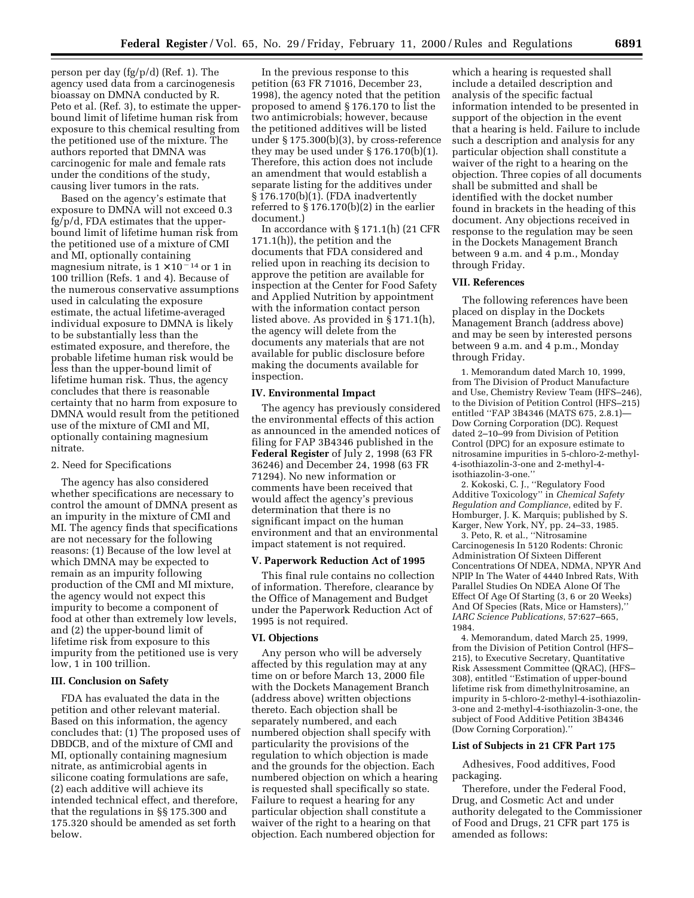person per day (fg/p/d) (Ref. 1). The agency used data from a carcinogenesis bioassay on DMNA conducted by R. Peto et al. (Ref. 3), to estimate the upper-bound limit of lifetime human risk from exposure to this chemical resulting from the petitioned use of the mixture. The authors reported that DMNA was carcinogenic for male and female rats under the conditions of the study, causing liver tumors in the rats.

Based on the agency's estimate that exposure to DMNA will not exceed 0.3 fg/p/d, FDA estimates that the upper-bound limit of lifetime human risk from the petitioned use of a mixture of CMI and MI, optionally containing magnesium nitrate, is $1 \times 10^{-14}$ or 1 in 100 trillion (Refs. 1 and 4). Because of the numerous conservative assumptions used in calculating the exposure estimate, the actual lifetime-averaged individual exposure to DMNA is likely to be substantially less than the estimated exposure, and therefore, the probable lifetime human risk would be less than the upper-bound limit of lifetime human risk. Thus, the agency concludes that there is reasonable certainty that no harm from exposure to DMNA would result from the petitioned use of the mixture of CMI and MI, optionally containing magnesium nitrate.

2. Need for Specifications

The agency has also considered whether specifications are necessary to control the amount of DMNA present as an impurity in the mixture of CMI and MI. The agency finds that specifications are not necessary for the following reasons: (1) Because of the low level at which DMNA may be expected to remain as an impurity following production of the CMI and MI mixture, the agency would not expect this impurity to become a component of food at other than extremely low levels, and (2) the upper-bound limit of lifetime risk from exposure to this impurity from the petitioned use is very low, 1 in 100 trillion.

## III. Conclusion on Safety

FDA has evaluated the data in the petition and other relevant material. Based on this information, the agency concludes that: (1) The proposed uses of DBDCB, and of the mixture of CMI and MI, optionally containing magnesium nitrate, as antimicrobial agents in silicone coating formulations are safe, (2) each additive will achieve its intended technical effect, and therefore, that the regulations in §§ 175.300 and 175.320 should be amended as set forth below.

In the previous response to this petition (63 FR 71016, December 23, 1998), the agency noted that the petition proposed to amend § 176.170 to list the two antimicrobials; however, because the petitioned additives will be listed under § 175.300(b)(3), by cross-reference they may be used under § 176.170(b)(1). Therefore, this action does not include an amendment that would establish a separate listing for the additives under § 176.170(b)(1). (FDA inadvertently referred to § 176.170(b)(2) in the earlier document.)

In accordance with § 171.1(h) (21 CFR 171.1(h)), the petition and the documents that FDA considered and relied upon in reaching its decision to approve the petition are available for inspection at the Center for Food Safety and Applied Nutrition by appointment with the information contact person listed above. As provided in § 171.1(h), the agency will delete from the documents any materials that are not available for public disclosure before making the documents available for inspection.

## IV. Environmental Impact

The agency has previously considered the environmental effects of this action as announced in the amended notices of filing for FAP 3B4346 published in the **Federal Register** of July 2, 1998 (63 FR 36246) and December 24, 1998 (63 FR 71294). No new information or comments have been received that would affect the agency's previous determination that there is no significant impact on the human environment and that an environmental impact statement is not required.

## V. Paperwork Reduction Act of 1995

This final rule contains no collection of information. Therefore, clearance by the Office of Management and Budget under the Paperwork Reduction Act of 1995 is not required.

## VI. Objections

Any person who will be adversely affected by this regulation may at any time on or before March 13, 2000 file with the Dockets Management Branch (address above) written objections thereto. Each objection shall be separately numbered, and each numbered objection shall specify with particularity the provisions of the regulation to which objection is made and the grounds for the objection. Each numbered objection on which a hearing is requested shall specifically so state. Failure to request a hearing for any particular objection shall constitute a waiver of the right to a hearing on that objection. Each numbered objection for which a hearing is requested shall include a detailed description and analysis of the specific factual information intended to be presented in support of the objection in the event that a hearing is held. Failure to include such a description and analysis for any particular objection shall constitute a waiver of the right to a hearing on the objection. Three copies of all documents shall be submitted and shall be identified with the docket number found in brackets in the heading of this document. Any objections received in response to the regulation may be seen in the Dockets Management Branch between 9 a.m. and 4 p.m., Monday through Friday.

## VII. References

The following references have been placed on display in the Dockets Management Branch (address above) and may be seen by interested persons between 9 a.m. and 4 p.m., Monday through Friday.

1. Memorandum dated March 10, 1999, from The Division of Product Manufacture and Use, Chemistry Review Team (HFS–246), to the Division of Petition Control (HFS–215) entitled ''FAP 3B4346 (MATS 675, 2.8.1)—Dow Corning Corporation (DC). Request dated 2–10–99 from Division of Petition Control (DPC) for an exposure estimate to nitrosamine impurities in 5-chloro-2-methyl-4-isothiazolin-3-one and 2-methyl-4-isothiazolin-3-one.''

2. Kokoski, C. J., ''Regulatory Food Additive Toxicology'' in *Chemical Safety Regulation and Compliance*, edited by F. Homburger, J. K. Marquis; published by S. Karger, New York, NY, pp. 24–33, 1985.

3. Peto, R. et al., ''Nitrosamine Carcinogenesis In 5120 Rodents: Chronic Administration Of Sixteen Different Concentrations Of NDEA, NDMA, NPYR And NPIP In The Water of 4440 Inbred Rats, With Parallel Studies On NDEA Alone Of The Effect Of Age Of Starting (3, 6 or 20 Weeks) And Of Species (Rats, Mice or Hamsters),'' *IARC Science Publications*, 57:627–665, 1984.

4. Memorandum, dated March 25, 1999, from the Division of Petition Control (HFS–215), to Executive Secretary, Quantitative Risk Assessment Committee (QRAC), (HFS–308), entitled ''Estimation of upper-bound lifetime risk from dimethylnitrosamine, an impurity in 5-chloro-2-methyl-4-isothiazolin-3-one and 2-methyl-4-isothiazolin-3-one, the subject of Food Additive Petition 3B4346 (Dow Corning Corporation).''

## List of Subjects in 21 CFR Part 175

Adhesives, Food additives, Food packaging.

Therefore, under the Federal Food, Drug, and Cosmetic Act and under authority delegated to the Commissioner of Food and Drugs, 21 CFR part 175 is amended as follows: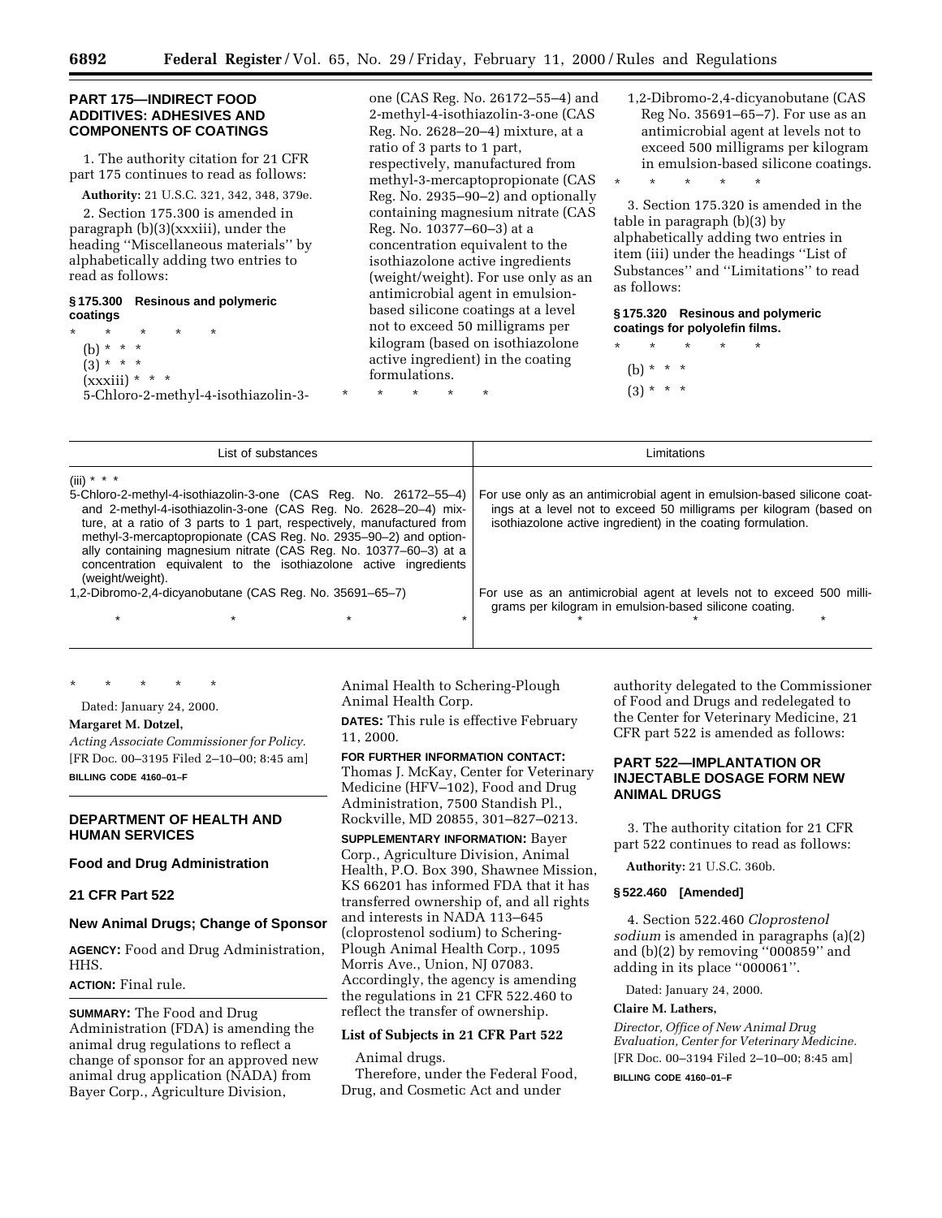## PART 175—INDIRECT FOOD ADDITIVES: ADHESIVES AND COMPONENTS OF COATINGS

1. The authority citation for 21 CFR part 175 continues to read as follows:

**Authority:** 21 U.S.C. 321, 342, 348, 379e.

2. Section 175.300 is amended in paragraph (b)(3)(xxxiii), under the heading ''Miscellaneous materials'' by alphabetically adding two entries to read as follows:

### § 175.300 Resinous and polymeric coatings

\* \* \* \* \*

(b) \* \* \*

(3) \* \* \*

(xxxiii) \* \* \*

5-Chloro-2-methyl-4-isothiazolin-3-one (CAS Reg. No. 26172–55–4) and 2-methyl-4-isothiazolin-3-one (CAS Reg. No. 2628–20–4) mixture, at a ratio of 3 parts to 1 part, respectively, manufactured from methyl-3-mercaptopropionate (CAS Reg. No. 2935–90–2) and optionally containing magnesium nitrate (CAS Reg. No. 10377–60–3) at a concentration equivalent to the isothiazolone active ingredients (weight/weight). For use only as an antimicrobial agent in emulsion-based silicone coatings at a level not to exceed 50 milligrams per kilogram (based on isothiazolone active ingredient) in the coating formulations.

\* \* \* \* \*

1,2-Dibromo-2,4-dicyanobutane (CAS Reg No. 35691–65–7). For use as an antimicrobial agent at levels not to exceed 500 milligrams per kilogram in emulsion-based silicone coatings.

\* \* \* \* \*

3. Section 175.320 is amended in the table in paragraph (b)(3) by alphabetically adding two entries in item (iii) under the headings ''List of Substances'' and ''Limitations'' to read as follows:

### § 175.320 Resinous and polymeric coatings for polyolefin films.

\* \* \* \* \*

(b) \* \* \*

(3) \* \* \*

| List of substances | Limitations |
|---|---|
| (iii) \* \* \* | |
| 5-Chloro-2-methyl-4-isothiazolin-3-one (CAS Reg. No. 26172–55–4) and 2-methyl-4-isothiazolin-3-one (CAS Reg. No. 2628–20–4) mixture, at a ratio of 3 parts to 1 part, respectively, manufactured from methyl-3-mercaptopropionate (CAS Reg. No. 2935–90–2) and optionally containing magnesium nitrate (CAS Reg. No. 10377–60–3) at a concentration equivalent to the isothiazolone active ingredients (weight/weight). | For use only as an antimicrobial agent in emulsion-based silicone coatings at a level not to exceed 50 milligrams per kilogram (based on isothiazolone active ingredient) in the coating formulation. |
| 1,2-Dibromo-2,4-dicyanobutane (CAS Reg. No. 35691–65–7) | For use as an antimicrobial agent at levels not to exceed 500 milligrams per kilogram in emulsion-based silicone coating. |
| \* \* \* \* | \* \* \* |

\* \* \* \* \*

Dated: January 24, 2000.

**Margaret M. Dotzel,**

*Acting Associate Commissioner for Policy.*

[FR Doc. 00–3195 Filed 2–10–00; 8:45 am]

**BILLING CODE 4160–01–F**

---

## DEPARTMENT OF HEALTH AND HUMAN SERVICES

### Food and Drug Administration

### 21 CFR Part 522

### New Animal Drugs; Change of Sponsor

**AGENCY:** Food and Drug Administration, HHS.

**ACTION:** Final rule.

**SUMMARY:** The Food and Drug Administration (FDA) is amending the animal drug regulations to reflect a change of sponsor for an approved new animal drug application (NADA) from Bayer Corp., Agriculture Division, Animal Health to Schering-Plough Animal Health Corp.

**DATES:** This rule is effective February 11, 2000.

**FOR FURTHER INFORMATION CONTACT:** Thomas J. McKay, Center for Veterinary Medicine (HFV–102), Food and Drug Administration, 7500 Standish Pl., Rockville, MD 20855, 301–827–0213.

**SUPPLEMENTARY INFORMATION:** Bayer Corp., Agriculture Division, Animal Health, P.O. Box 390, Shawnee Mission, KS 66201 has informed FDA that it has transferred ownership of, and all rights and interests in NADA 113–645 (cloprostenol sodium) to Schering-Plough Animal Health Corp., 1095 Morris Ave., Union, NJ 07083. Accordingly, the agency is amending the regulations in 21 CFR 522.460 to reflect the transfer of ownership.

**List of Subjects in 21 CFR Part 522**

Animal drugs.

Therefore, under the Federal Food, Drug, and Cosmetic Act and under authority delegated to the Commissioner of Food and Drugs and redelegated to the Center for Veterinary Medicine, 21 CFR part 522 is amended as follows:

## PART 522—IMPLANTATION OR INJECTABLE DOSAGE FORM NEW ANIMAL DRUGS

3. The authority citation for 21 CFR part 522 continues to read as follows:

**Authority:** 21 U.S.C. 360b.

### § 522.460 [Amended]

4. Section 522.460 *Cloprostenol sodium* is amended in paragraphs (a)(2) and (b)(2) by removing ''000859'' and adding in its place ''000061''.

Dated: January 24, 2000.

**Claire M. Lathers,**

*Director, Office of New Animal Drug Evaluation, Center for Veterinary Medicine.*

[FR Doc. 00–3194 Filed 2–10–00; 8:45 am]

**BILLING CODE 4160–01–F**